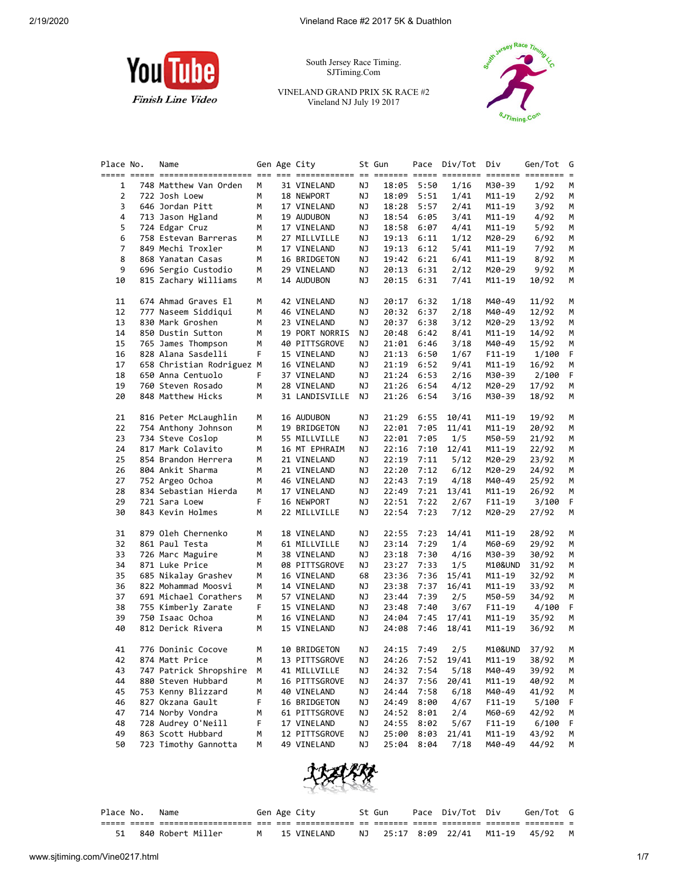YouTube
*Finish Line Video*

South Jersey Race Timing.
SJTiming.Com

VINELAND GRAND PRIX 5K RACE #2
Vineland NJ July 19 2017

| Place | No. | Name | Gen | Age | City | St | Gun | Pace | Div/Tot | Div | Gen/Tot | G |
|---|---|---|---|---|---|---|---|---|---|---|---|---|
| 1 | 748 | Matthew Van Orden | M | 31 | VINELAND | NJ | 18:05 | 5:50 | 1/16 | M30-39 | 1/92 | M |
| 2 | 722 | Josh Loew | M | 18 | NEWPORT | NJ | 18:09 | 5:51 | 1/41 | M11-19 | 2/92 | M |
| 3 | 646 | Jordan Pitt | M | 17 | VINELAND | NJ | 18:28 | 5:57 | 2/41 | M11-19 | 3/92 | M |
| 4 | 713 | Jason Hgland | M | 19 | AUDUBON | NJ | 18:54 | 6:05 | 3/41 | M11-19 | 4/92 | M |
| 5 | 724 | Edgar Cruz | M | 17 | VINELAND | NJ | 18:58 | 6:07 | 4/41 | M11-19 | 5/92 | M |
| 6 | 758 | Estevan Barreras | M | 27 | MILLVILLE | NJ | 19:13 | 6:11 | 1/12 | M20-29 | 6/92 | M |
| 7 | 849 | Mechi Troxler | M | 17 | VINELAND | NJ | 19:13 | 6:12 | 5/41 | M11-19 | 7/92 | M |
| 8 | 868 | Yanatan Casas | M | 16 | BRIDGETON | NJ | 19:42 | 6:21 | 6/41 | M11-19 | 8/92 | M |
| 9 | 696 | Sergio Custodio | M | 29 | VINELAND | NJ | 20:13 | 6:31 | 2/12 | M20-29 | 9/92 | M |
| 10 | 815 | Zachary Williams | M | 14 | AUDUBON | NJ | 20:15 | 6:31 | 7/41 | M11-19 | 10/92 | M |
| 11 | 674 | Ahmad Graves El | M | 42 | VINELAND | NJ | 20:17 | 6:32 | 1/18 | M40-49 | 11/92 | M |
| 12 | 777 | Naseem Siddiqui | M | 46 | VINELAND | NJ | 20:32 | 6:37 | 2/18 | M40-49 | 12/92 | M |
| 13 | 830 | Mark Groshen | M | 23 | VINELAND | NJ | 20:37 | 6:38 | 3/12 | M20-29 | 13/92 | M |
| 14 | 850 | Dustin Sutton | M | 19 | PORT NORRIS | NJ | 20:48 | 6:42 | 8/41 | M11-19 | 14/92 | M |
| 15 | 765 | James Thompson | M | 40 | PITTSGROVE | NJ | 21:01 | 6:46 | 3/18 | M40-49 | 15/92 | M |
| 16 | 828 | Alana Sasdelli | F | 15 | VINELAND | NJ | 21:13 | 6:50 | 1/67 | F11-19 | 1/100 | F |
| 17 | 658 | Christian Rodriguez | M | 16 | VINELAND | NJ | 21:19 | 6:52 | 9/41 | M11-19 | 16/92 | M |
| 18 | 650 | Anna Centuolo | F | 37 | VINELAND | NJ | 21:24 | 6:53 | 2/16 | M30-39 | 2/100 | F |
| 19 | 760 | Steven Rosado | M | 28 | VINELAND | NJ | 21:26 | 6:54 | 4/12 | M20-29 | 17/92 | M |
| 20 | 848 | Matthew Hicks | M | 31 | LANDISVILLE | NJ | 21:26 | 6:54 | 3/16 | M30-39 | 18/92 | M |
| 21 | 816 | Peter McLaughlin | M | 16 | AUDUBON | NJ | 21:29 | 6:55 | 10/41 | M11-19 | 19/92 | M |
| 22 | 754 | Anthony Johnson | M | 19 | BRIDGETON | NJ | 22:01 | 7:05 | 11/41 | M11-19 | 20/92 | M |
| 23 | 734 | Steve Coslop | M | 55 | MILLVILLE | NJ | 22:01 | 7:05 | 1/5 | M50-59 | 21/92 | M |
| 24 | 817 | Mark Colavito | M | 16 | MT EPHRAIM | NJ | 22:16 | 7:10 | 12/41 | M11-19 | 22/92 | M |
| 25 | 854 | Brandon Herrera | M | 21 | VINELAND | NJ | 22:19 | 7:11 | 5/12 | M20-29 | 23/92 | M |
| 26 | 804 | Ankit Sharma | M | 21 | VINELAND | NJ | 22:20 | 7:12 | 6/12 | M20-29 | 24/92 | M |
| 27 | 752 | Argeo Ochoa | M | 46 | VINELAND | NJ | 22:43 | 7:19 | 4/18 | M40-49 | 25/92 | M |
| 28 | 834 | Sebastian Hierda | M | 17 | VINELAND | NJ | 22:49 | 7:21 | 13/41 | M11-19 | 26/92 | M |
| 29 | 721 | Sara Loew | F | 16 | NEWPORT | NJ | 22:51 | 7:22 | 2/67 | F11-19 | 3/100 | F |
| 30 | 843 | Kevin Holmes | M | 22 | MILLVILLE | NJ | 22:54 | 7:23 | 7/12 | M20-29 | 27/92 | M |
| 31 | 879 | Oleh Chernenko | M | 18 | VINELAND | NJ | 22:55 | 7:23 | 14/41 | M11-19 | 28/92 | M |
| 32 | 861 | Paul Testa | M | 61 | MILLVILLE | NJ | 23:14 | 7:29 | 1/4 | M60-69 | 29/92 | M |
| 33 | 726 | Marc Maguire | M | 38 | VINELAND | NJ | 23:18 | 7:30 | 4/16 | M30-39 | 30/92 | M |
| 34 | 871 | Luke Price | M | 08 | PITTSGROVE | NJ | 23:27 | 7:33 | 1/5 | M10&UND | 31/92 | M |
| 35 | 685 | Nikalay Grashev | M | 16 | VINELAND | 68 | 23:36 | 7:36 | 15/41 | M11-19 | 32/92 | M |
| 36 | 822 | Mohammad Moosvi | M | 14 | VINELAND | NJ | 23:38 | 7:37 | 16/41 | M11-19 | 33/92 | M |
| 37 | 691 | Michael Corathers | M | 57 | VINELAND | NJ | 23:44 | 7:39 | 2/5 | M50-59 | 34/92 | M |
| 38 | 755 | Kimberly Zarate | F | 15 | VINELAND | NJ | 23:48 | 7:40 | 3/67 | F11-19 | 4/100 | F |
| 39 | 750 | Isaac Ochoa | M | 16 | VINELAND | NJ | 24:04 | 7:45 | 17/41 | M11-19 | 35/92 | M |
| 40 | 812 | Derick Rivera | M | 15 | VINELAND | NJ | 24:08 | 7:46 | 18/41 | M11-19 | 36/92 | M |
| 41 | 776 | Doninic Cocove | M | 10 | BRIDGETON | NJ | 24:15 | 7:49 | 2/5 | M10&UND | 37/92 | M |
| 42 | 874 | Matt Price | M | 13 | PITTSGROVE | NJ | 24:26 | 7:52 | 19/41 | M11-19 | 38/92 | M |
| 43 | 747 | Patrick Shropshire | M | 41 | MILLVILLE | NJ | 24:32 | 7:54 | 5/18 | M40-49 | 39/92 | M |
| 44 | 880 | Steven Hubbard | M | 16 | PITTSGROVE | NJ | 24:37 | 7:56 | 20/41 | M11-19 | 40/92 | M |
| 45 | 753 | Kenny Blizzard | M | 40 | VINELAND | NJ | 24:44 | 7:58 | 6/18 | M40-49 | 41/92 | M |
| 46 | 827 | Okzana Gault | F | 16 | BRIDGETON | NJ | 24:49 | 8:00 | 4/67 | F11-19 | 5/100 | F |
| 47 | 714 | Norby Vondra | M | 61 | PITTSGROVE | NJ | 24:52 | 8:01 | 2/4 | M60-69 | 42/92 | M |
| 48 | 728 | Audrey O'Neill | F | 17 | VINELAND | NJ | 24:55 | 8:02 | 5/67 | F11-19 | 6/100 | F |
| 49 | 863 | Scott Hubbard | M | 12 | PITTSGROVE | NJ | 25:00 | 8:03 | 21/41 | M11-19 | 43/92 | M |
| 50 | 723 | Timothy Gannotta | M | 49 | VINELAND | NJ | 25:04 | 8:04 | 7/18 | M40-49 | 44/92 | M |
| 51 | 840 | Robert Miller | M | 15 | VINELAND | NJ | 25:17 | 8:09 | 22/41 | M11-19 | 45/92 | M |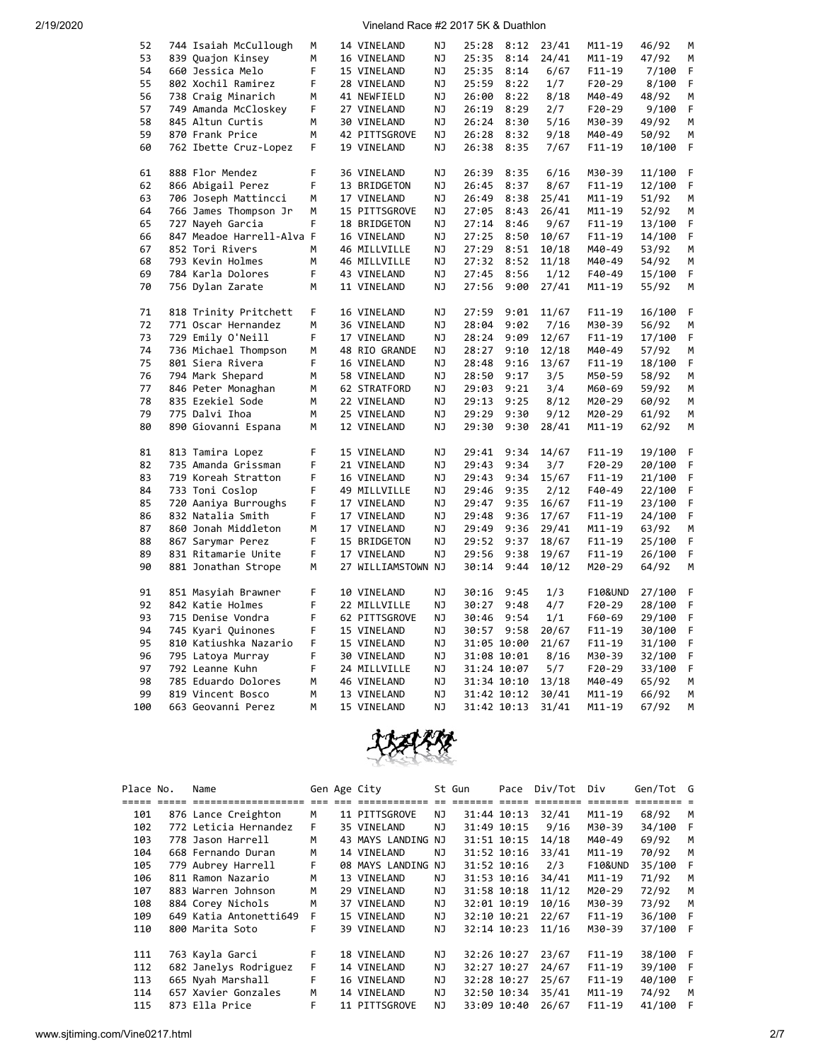| Place | No. | Name | Gen | Age | City | St | Gun | Pace | Div/Tot | Div | Gen/Tot | G |
|---|---|---|---|---|---|---|---|---|---|---|---|---|
| 52 | 744 | Isaiah McCullough | M | 14 | VINELAND | NJ | 25:28 | 8:12 | 23/41 | M11-19 | 46/92 | M |
| 53 | 839 | Quajon Kinsey | M | 16 | VINELAND | NJ | 25:35 | 8:14 | 24/41 | M11-19 | 47/92 | M |
| 54 | 660 | Jessica Melo | F | 15 | VINELAND | NJ | 25:35 | 8:14 | 6/67 | F11-19 | 7/100 | F |
| 55 | 802 | Xochil Ramirez | F | 28 | VINELAND | NJ | 25:59 | 8:22 | 1/7 | F20-29 | 8/100 | F |
| 56 | 738 | Craig Minarich | M | 41 | NEWFIELD | NJ | 26:00 | 8:22 | 8/18 | M40-49 | 48/92 | M |
| 57 | 749 | Amanda McCloskey | F | 27 | VINELAND | NJ | 26:19 | 8:29 | 2/7 | F20-29 | 9/100 | F |
| 58 | 845 | Altun Curtis | M | 30 | VINELAND | NJ | 26:24 | 8:30 | 5/16 | M30-39 | 49/92 | M |
| 59 | 870 | Frank Price | M | 42 | PITTSGROVE | NJ | 26:28 | 8:32 | 9/18 | M40-49 | 50/92 | M |
| 60 | 762 | Ibette Cruz-Lopez | F | 19 | VINELAND | NJ | 26:38 | 8:35 | 7/67 | F11-19 | 10/100 | F |
| 61 | 888 | Flor Mendez | F | 36 | VINELAND | NJ | 26:39 | 8:35 | 6/16 | M30-39 | 11/100 | F |
| 62 | 866 | Abigail Perez | F | 13 | BRIDGETON | NJ | 26:45 | 8:37 | 8/67 | F11-19 | 12/100 | F |
| 63 | 706 | Joseph Mattincci | M | 17 | VINELAND | NJ | 26:49 | 8:38 | 25/41 | M11-19 | 51/92 | M |
| 64 | 766 | James Thompson Jr | M | 15 | PITTSGROVE | NJ | 27:05 | 8:43 | 26/41 | M11-19 | 52/92 | M |
| 65 | 727 | Nayeh Garcia | F | 18 | BRIDGETON | NJ | 27:14 | 8:46 | 9/67 | F11-19 | 13/100 | F |
| 66 | 847 | Meadoe Harrell-Alva | F | 16 | VINELAND | NJ | 27:25 | 8:50 | 10/67 | F11-19 | 14/100 | F |
| 67 | 852 | Tori Rivers | M | 46 | MILLVILLE | NJ | 27:29 | 8:51 | 10/18 | M40-49 | 53/92 | M |
| 68 | 793 | Kevin Holmes | M | 46 | MILLVILLE | NJ | 27:32 | 8:52 | 11/18 | M40-49 | 54/92 | M |
| 69 | 784 | Karla Dolores | F | 43 | VINELAND | NJ | 27:45 | 8:56 | 1/12 | F40-49 | 15/100 | F |
| 70 | 756 | Dylan Zarate | M | 11 | VINELAND | NJ | 27:56 | 9:00 | 27/41 | M11-19 | 55/92 | M |
| 71 | 818 | Trinity Pritchett | F | 16 | VINELAND | NJ | 27:59 | 9:01 | 11/67 | F11-19 | 16/100 | F |
| 72 | 771 | Oscar Hernandez | M | 36 | VINELAND | NJ | 28:04 | 9:02 | 7/16 | M30-39 | 56/92 | M |
| 73 | 729 | Emily O'Neill | F | 17 | VINELAND | NJ | 28:24 | 9:09 | 12/67 | F11-19 | 17/100 | F |
| 74 | 736 | Michael Thompson | M | 48 | RIO GRANDE | NJ | 28:27 | 9:10 | 12/18 | M40-49 | 57/92 | M |
| 75 | 801 | Siera Rivera | F | 16 | VINELAND | NJ | 28:48 | 9:16 | 13/67 | F11-19 | 18/100 | F |
| 76 | 794 | Mark Shepard | M | 58 | VINELAND | NJ | 28:50 | 9:17 | 3/5 | M50-59 | 58/92 | M |
| 77 | 846 | Peter Monaghan | M | 62 | STRATFORD | NJ | 29:03 | 9:21 | 3/4 | M60-69 | 59/92 | M |
| 78 | 835 | Ezekiel Sode | M | 22 | VINELAND | NJ | 29:13 | 9:25 | 8/12 | M20-29 | 60/92 | M |
| 79 | 775 | Dalvi Ihoa | M | 25 | VINELAND | NJ | 29:29 | 9:30 | 9/12 | M20-29 | 61/92 | M |
| 80 | 890 | Giovanni Espana | M | 12 | VINELAND | NJ | 29:30 | 9:30 | 28/41 | M11-19 | 62/92 | M |
| 81 | 813 | Tamira Lopez | F | 15 | VINELAND | NJ | 29:41 | 9:34 | 14/67 | F11-19 | 19/100 | F |
| 82 | 735 | Amanda Grissman | F | 21 | VINELAND | NJ | 29:43 | 9:34 | 3/7 | F20-29 | 20/100 | F |
| 83 | 719 | Koreah Stratton | F | 16 | VINELAND | NJ | 29:43 | 9:34 | 15/67 | F11-19 | 21/100 | F |
| 84 | 733 | Toni Coslop | F | 49 | MILLVILLE | NJ | 29:46 | 9:35 | 2/12 | F40-49 | 22/100 | F |
| 85 | 720 | Aaniya Burroughs | F | 17 | VINELAND | NJ | 29:47 | 9:35 | 16/67 | F11-19 | 23/100 | F |
| 86 | 832 | Natalia Smith | F | 17 | VINELAND | NJ | 29:48 | 9:36 | 17/67 | F11-19 | 24/100 | F |
| 87 | 860 | Jonah Middleton | M | 17 | VINELAND | NJ | 29:49 | 9:36 | 29/41 | M11-19 | 63/92 | M |
| 88 | 867 | Sarymar Perez | F | 15 | BRIDGETON | NJ | 29:52 | 9:37 | 18/67 | F11-19 | 25/100 | F |
| 89 | 831 | Ritamarie Unite | F | 17 | VINELAND | NJ | 29:56 | 9:38 | 19/67 | F11-19 | 26/100 | F |
| 90 | 881 | Jonathan Strope | M | 27 | WILLIAMSTOWN | NJ | 30:14 | 9:44 | 10/12 | M20-29 | 64/92 | M |
| 91 | 851 | Masyiah Brawner | F | 10 | VINELAND | NJ | 30:16 | 9:45 | 1/3 | F10&UND | 27/100 | F |
| 92 | 842 | Katie Holmes | F | 22 | MILLVILLE | NJ | 30:27 | 9:48 | 4/7 | F20-29 | 28/100 | F |
| 93 | 715 | Denise Vondra | F | 62 | PITTSGROVE | NJ | 30:46 | 9:54 | 1/1 | F60-69 | 29/100 | F |
| 94 | 745 | Kyari Quinones | F | 15 | VINELAND | NJ | 30:57 | 9:58 | 20/67 | F11-19 | 30/100 | F |
| 95 | 810 | Katiushka Nazario | F | 15 | VINELAND | NJ | 31:05 | 10:00 | 21/67 | F11-19 | 31/100 | F |
| 96 | 795 | Latoya Murray | F | 30 | VINELAND | NJ | 31:08 | 10:01 | 8/16 | M30-39 | 32/100 | F |
| 97 | 792 | Leanne Kuhn | F | 24 | MILLVILLE | NJ | 31:24 | 10:07 | 5/7 | F20-29 | 33/100 | F |
| 98 | 785 | Eduardo Dolores | M | 46 | VINELAND | NJ | 31:34 | 10:10 | 13/18 | M40-49 | 65/92 | M |
| 99 | 819 | Vincent Bosco | M | 13 | VINELAND | NJ | 31:42 | 10:12 | 30/41 | M11-19 | 66/92 | M |
| 100 | 663 | Geovanni Perez | M | 15 | VINELAND | NJ | 31:42 | 10:13 | 31/41 | M11-19 | 67/92 | M |

| Place | No. | Name | Gen | Age | City | St | Gun | Pace | Div/Tot | Div | Gen/Tot | G |
|---|---|---|---|---|---|---|---|---|---|---|---|---|
| 101 | 876 | Lance Creighton | M | 11 | PITTSGROVE | NJ | 31:44 | 10:13 | 32/41 | M11-19 | 68/92 | M |
| 102 | 772 | Leticia Hernandez | F | 35 | VINELAND | NJ | 31:49 | 10:15 | 9/16 | M30-39 | 34/100 | F |
| 103 | 778 | Jason Harrell | M | 43 | MAYS LANDING | NJ | 31:51 | 10:15 | 14/18 | M40-49 | 69/92 | M |
| 104 | 668 | Fernando Duran | M | 14 | VINELAND | NJ | 31:52 | 10:16 | 33/41 | M11-19 | 70/92 | M |
| 105 | 779 | Aubrey Harrell | F | 08 | MAYS LANDING | NJ | 31:52 | 10:16 | 2/3 | F10&UND | 35/100 | F |
| 106 | 811 | Ramon Nazario | M | 13 | VINELAND | NJ | 31:53 | 10:16 | 34/41 | M11-19 | 71/92 | M |
| 107 | 883 | Warren Johnson | M | 29 | VINELAND | NJ | 31:58 | 10:18 | 11/12 | M20-29 | 72/92 | M |
| 108 | 884 | Corey Nichols | M | 37 | VINELAND | NJ | 32:01 | 10:19 | 10/16 | M30-39 | 73/92 | M |
| 109 | 649 | Katia Antonetti649 | F | 15 | VINELAND | NJ | 32:10 | 10:21 | 22/67 | F11-19 | 36/100 | F |
| 110 | 800 | Marita Soto | F | 39 | VINELAND | NJ | 32:14 | 10:23 | 11/16 | M30-39 | 37/100 | F |
| 111 | 763 | Kayla Garci | F | 18 | VINELAND | NJ | 32:26 | 10:27 | 23/67 | F11-19 | 38/100 | F |
| 112 | 682 | Janelys Rodriguez | F | 14 | VINELAND | NJ | 32:27 | 10:27 | 24/67 | F11-19 | 39/100 | F |
| 113 | 665 | Nyah Marshall | F | 16 | VINELAND | NJ | 32:28 | 10:27 | 25/67 | F11-19 | 40/100 | F |
| 114 | 657 | Xavier Gonzales | M | 14 | VINELAND | NJ | 32:50 | 10:34 | 35/41 | M11-19 | 74/92 | M |
| 115 | 873 | Ella Price | F | 11 | PITTSGROVE | NJ | 33:09 | 10:40 | 26/67 | F11-19 | 41/100 | F |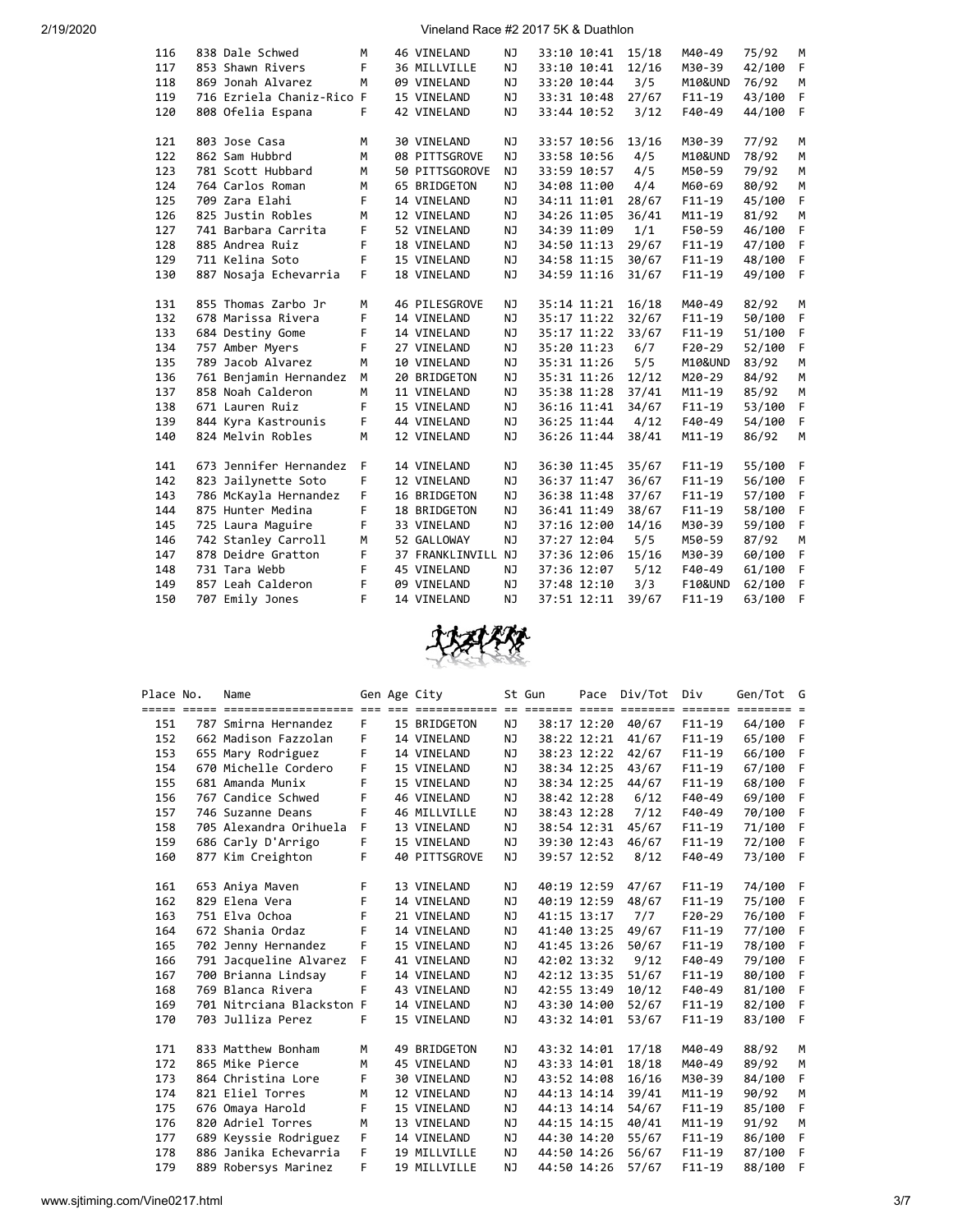| Place | No. | Name | Gen | Age | City | St | Gun | Pace | Div/Tot | Div | Gen/Tot | G |
|---|---|---|---|---|---|---|---|---|---|---|---|---|
| 116 | 838 | Dale Schwed | M | 46 | VINELAND | NJ | 33:10 | 10:41 | 15/18 | M40-49 | 75/92 | M |
| 117 | 853 | Shawn Rivers | F | 36 | MILLVILLE | NJ | 33:10 | 10:41 | 12/16 | M30-39 | 42/100 | F |
| 118 | 869 | Jonah Alvarez | M | 09 | VINELAND | NJ | 33:20 | 10:44 | 3/5 | M10&UND | 76/92 | M |
| 119 | 716 | Ezriela Chaniz-Rico | F | 15 | VINELAND | NJ | 33:31 | 10:48 | 27/67 | F11-19 | 43/100 | F |
| 120 | 808 | Ofelia Espana | F | 42 | VINELAND | NJ | 33:44 | 10:52 | 3/12 | F40-49 | 44/100 | F |
| 121 | 803 | Jose Casa | M | 30 | VINELAND | NJ | 33:57 | 10:56 | 13/16 | M30-39 | 77/92 | M |
| 122 | 862 | Sam Hubbrd | M | 08 | PITTSGROVE | NJ | 33:58 | 10:56 | 4/5 | M10&UND | 78/92 | M |
| 123 | 781 | Scott Hubbard | M | 50 | PITTSGOROVE | NJ | 33:59 | 10:57 | 4/5 | M50-59 | 79/92 | M |
| 124 | 764 | Carlos Roman | M | 65 | BRIDGETON | NJ | 34:08 | 11:00 | 4/4 | M60-69 | 80/92 | M |
| 125 | 709 | Zara Elahi | F | 14 | VINELAND | NJ | 34:11 | 11:01 | 28/67 | F11-19 | 45/100 | F |
| 126 | 825 | Justin Robles | M | 12 | VINELAND | NJ | 34:26 | 11:05 | 36/41 | M11-19 | 81/92 | M |
| 127 | 741 | Barbara Carrita | F | 52 | VINELAND | NJ | 34:39 | 11:09 | 1/1 | F50-59 | 46/100 | F |
| 128 | 885 | Andrea Ruiz | F | 18 | VINELAND | NJ | 34:50 | 11:13 | 29/67 | F11-19 | 47/100 | F |
| 129 | 711 | Kelina Soto | F | 15 | VINELAND | NJ | 34:58 | 11:15 | 30/67 | F11-19 | 48/100 | F |
| 130 | 887 | Nosaja Echevarria | F | 18 | VINELAND | NJ | 34:59 | 11:16 | 31/67 | F11-19 | 49/100 | F |
| 131 | 855 | Thomas Zarbo Jr | M | 46 | PILESGROVE | NJ | 35:14 | 11:21 | 16/18 | M40-49 | 82/92 | M |
| 132 | 678 | Marissa Rivera | F | 14 | VINELAND | NJ | 35:17 | 11:22 | 32/67 | F11-19 | 50/100 | F |
| 133 | 684 | Destiny Gome | F | 14 | VINELAND | NJ | 35:17 | 11:22 | 33/67 | F11-19 | 51/100 | F |
| 134 | 757 | Amber Myers | F | 27 | VINELAND | NJ | 35:20 | 11:23 | 6/7 | F20-29 | 52/100 | F |
| 135 | 789 | Jacob Alvarez | M | 10 | VINELAND | NJ | 35:31 | 11:26 | 5/5 | M10&UND | 83/92 | M |
| 136 | 761 | Benjamin Hernandez | M | 20 | BRIDGETON | NJ | 35:31 | 11:26 | 12/12 | M20-29 | 84/92 | M |
| 137 | 858 | Noah Calderon | M | 11 | VINELAND | NJ | 35:38 | 11:28 | 37/41 | M11-19 | 85/92 | M |
| 138 | 671 | Lauren Ruiz | F | 15 | VINELAND | NJ | 36:16 | 11:41 | 34/67 | F11-19 | 53/100 | F |
| 139 | 844 | Kyra Kastrounis | F | 44 | VINELAND | NJ | 36:25 | 11:44 | 4/12 | F40-49 | 54/100 | F |
| 140 | 824 | Melvin Robles | M | 12 | VINELAND | NJ | 36:26 | 11:44 | 38/41 | M11-19 | 86/92 | M |
| 141 | 673 | Jennifer Hernandez | F | 14 | VINELAND | NJ | 36:30 | 11:45 | 35/67 | F11-19 | 55/100 | F |
| 142 | 823 | Jailynette Soto | F | 12 | VINELAND | NJ | 36:37 | 11:47 | 36/67 | F11-19 | 56/100 | F |
| 143 | 786 | McKayla Hernandez | F | 16 | BRIDGETON | NJ | 36:38 | 11:48 | 37/67 | F11-19 | 57/100 | F |
| 144 | 875 | Hunter Medina | F | 18 | BRIDGETON | NJ | 36:41 | 11:49 | 38/67 | F11-19 | 58/100 | F |
| 145 | 725 | Laura Maguire | F | 33 | VINELAND | NJ | 37:16 | 12:00 | 14/16 | M30-39 | 59/100 | F |
| 146 | 742 | Stanley Carroll | M | 52 | GALLOWAY | NJ | 37:27 | 12:04 | 5/5 | M50-59 | 87/92 | M |
| 147 | 878 | Deidre Gratton | F | 37 | FRANKLINVILL | NJ | 37:36 | 12:06 | 15/16 | M30-39 | 60/100 | F |
| 148 | 731 | Tara Webb | F | 45 | VINELAND | NJ | 37:36 | 12:07 | 5/12 | F40-49 | 61/100 | F |
| 149 | 857 | Leah Calderon | F | 09 | VINELAND | NJ | 37:48 | 12:10 | 3/3 | F10&UND | 62/100 | F |
| 150 | 707 | Emily Jones | F | 14 | VINELAND | NJ | 37:51 | 12:11 | 39/67 | F11-19 | 63/100 | F |

| Place | No. | Name | Gen | Age | City | St | Gun | Pace | Div/Tot | Div | Gen/Tot | G |
|---|---|---|---|---|---|---|---|---|---|---|---|---|
| 151 | 787 | Smirna Hernandez | F | 15 | BRIDGETON | NJ | 38:17 | 12:20 | 40/67 | F11-19 | 64/100 | F |
| 152 | 662 | Madison Fazzolan | F | 14 | VINELAND | NJ | 38:22 | 12:21 | 41/67 | F11-19 | 65/100 | F |
| 153 | 655 | Mary Rodriguez | F | 14 | VINELAND | NJ | 38:23 | 12:22 | 42/67 | F11-19 | 66/100 | F |
| 154 | 670 | Michelle Cordero | F | 15 | VINELAND | NJ | 38:34 | 12:25 | 43/67 | F11-19 | 67/100 | F |
| 155 | 681 | Amanda Munix | F | 15 | VINELAND | NJ | 38:34 | 12:25 | 44/67 | F11-19 | 68/100 | F |
| 156 | 767 | Candice Schwed | F | 46 | VINELAND | NJ | 38:42 | 12:28 | 6/12 | F40-49 | 69/100 | F |
| 157 | 746 | Suzanne Deans | F | 46 | MILLVILLE | NJ | 38:43 | 12:28 | 7/12 | F40-49 | 70/100 | F |
| 158 | 705 | Alexandra Orihuela | F | 13 | VINELAND | NJ | 38:54 | 12:31 | 45/67 | F11-19 | 71/100 | F |
| 159 | 686 | Carly D'Arrigo | F | 15 | VINELAND | NJ | 39:30 | 12:43 | 46/67 | F11-19 | 72/100 | F |
| 160 | 877 | Kim Creighton | F | 40 | PITTSGROVE | NJ | 39:57 | 12:52 | 8/12 | F40-49 | 73/100 | F |
| 161 | 653 | Aniya Maven | F | 13 | VINELAND | NJ | 40:19 | 12:59 | 47/67 | F11-19 | 74/100 | F |
| 162 | 829 | Elena Vera | F | 14 | VINELAND | NJ | 40:19 | 12:59 | 48/67 | F11-19 | 75/100 | F |
| 163 | 751 | Elva Ochoa | F | 21 | VINELAND | NJ | 41:15 | 13:17 | 7/7 | F20-29 | 76/100 | F |
| 164 | 672 | Shania Ordaz | F | 14 | VINELAND | NJ | 41:40 | 13:25 | 49/67 | F11-19 | 77/100 | F |
| 165 | 702 | Jenny Hernandez | F | 15 | VINELAND | NJ | 41:45 | 13:26 | 50/67 | F11-19 | 78/100 | F |
| 166 | 791 | Jacqueline Alvarez | F | 41 | VINELAND | NJ | 42:02 | 13:32 | 9/12 | F40-49 | 79/100 | F |
| 167 | 700 | Brianna Lindsay | F | 14 | VINELAND | NJ | 42:12 | 13:35 | 51/67 | F11-19 | 80/100 | F |
| 168 | 769 | Blanca Rivera | F | 43 | VINELAND | NJ | 42:55 | 13:49 | 10/12 | F40-49 | 81/100 | F |
| 169 | 701 | Nitrciana Blackston | F | 14 | VINELAND | NJ | 43:30 | 14:00 | 52/67 | F11-19 | 82/100 | F |
| 170 | 703 | Julliza Perez | F | 15 | VINELAND | NJ | 43:32 | 14:01 | 53/67 | F11-19 | 83/100 | F |
| 171 | 833 | Matthew Bonham | M | 49 | BRIDGETON | NJ | 43:32 | 14:01 | 17/18 | M40-49 | 88/92 | M |
| 172 | 865 | Mike Pierce | M | 45 | VINELAND | NJ | 43:33 | 14:01 | 18/18 | M40-49 | 89/92 | M |
| 173 | 864 | Christina Lore | F | 30 | VINELAND | NJ | 43:52 | 14:08 | 16/16 | M30-39 | 84/100 | F |
| 174 | 821 | Eliel Torres | M | 12 | VINELAND | NJ | 44:13 | 14:14 | 39/41 | M11-19 | 90/92 | M |
| 175 | 676 | Omaya Harold | F | 15 | VINELAND | NJ | 44:13 | 14:14 | 54/67 | F11-19 | 85/100 | F |
| 176 | 820 | Adriel Torres | M | 13 | VINELAND | NJ | 44:15 | 14:15 | 40/41 | M11-19 | 91/92 | M |
| 177 | 689 | Keyssie Rodriguez | F | 14 | VINELAND | NJ | 44:30 | 14:20 | 55/67 | F11-19 | 86/100 | F |
| 178 | 886 | Janika Echevarria | F | 19 | MILLVILLE | NJ | 44:50 | 14:26 | 56/67 | F11-19 | 87/100 | F |
| 179 | 889 | Robersys Marinez | F | 19 | MILLVILLE | NJ | 44:50 | 14:26 | 57/67 | F11-19 | 88/100 | F |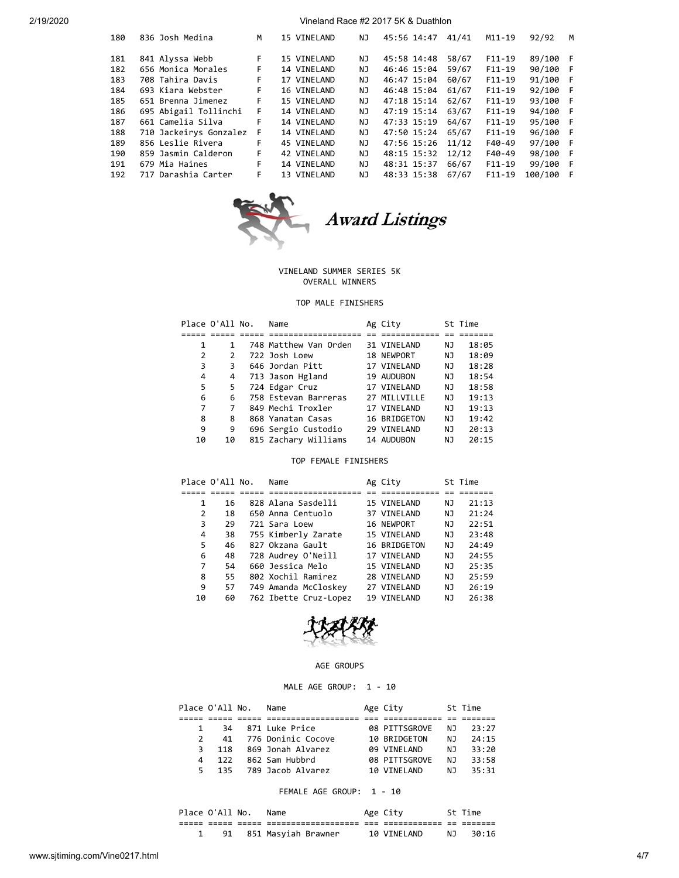| | | | | | | | | | | | |
|---|---|---|---|---|---|---|---|---|---|---|---|
| 180 | 836 Josh Medina | M | 15 | VINELAND | NJ | 45:56 | 14:47 | 41/41 | M11-19 | 92/92 | M |
| 181 | 841 Alyssa Webb | F | 15 | VINELAND | NJ | 45:58 | 14:48 | 58/67 | F11-19 | 89/100 | F |
| 182 | 656 Monica Morales | F | 14 | VINELAND | NJ | 46:46 | 15:04 | 59/67 | F11-19 | 90/100 | F |
| 183 | 708 Tahira Davis | F | 17 | VINELAND | NJ | 46:47 | 15:04 | 60/67 | F11-19 | 91/100 | F |
| 184 | 693 Kiara Webster | F | 16 | VINELAND | NJ | 46:48 | 15:04 | 61/67 | F11-19 | 92/100 | F |
| 185 | 651 Brenna Jimenez | F | 15 | VINELAND | NJ | 47:18 | 15:14 | 62/67 | F11-19 | 93/100 | F |
| 186 | 695 Abigail Tollinchi | F | 14 | VINELAND | NJ | 47:19 | 15:14 | 63/67 | F11-19 | 94/100 | F |
| 187 | 661 Camelia Silva | F | 14 | VINELAND | NJ | 47:33 | 15:19 | 64/67 | F11-19 | 95/100 | F |
| 188 | 710 Jackeirys Gonzalez | F | 14 | VINELAND | NJ | 47:50 | 15:24 | 65/67 | F11-19 | 96/100 | F |
| 189 | 856 Leslie Rivera | F | 45 | VINELAND | NJ | 47:56 | 15:26 | 11/12 | F40-49 | 97/100 | F |
| 190 | 859 Jasmin Calderon | F | 42 | VINELAND | NJ | 48:15 | 15:32 | 12/12 | F40-49 | 98/100 | F |
| 191 | 679 Mia Haines | F | 14 | VINELAND | NJ | 48:31 | 15:37 | 66/67 | F11-19 | 99/100 | F |
| 192 | 717 Darashia Carter | F | 13 | VINELAND | NJ | 48:33 | 15:38 | 67/67 | F11-19 | 100/100 | F |

# Award Listings

VINELAND SUMMER SERIES 5K
OVERALL WINNERS

### TOP MALE FINISHERS

| Place | O'All | No. | Name | Ag | City | St | Time |
|---|---|---|---|---|---|---|---|
| 1 | 1 | 748 | Matthew Van Orden | 31 | VINELAND | NJ | 18:05 |
| 2 | 2 | 722 | Josh Loew | 18 | NEWPORT | NJ | 18:09 |
| 3 | 3 | 646 | Jordan Pitt | 17 | VINELAND | NJ | 18:28 |
| 4 | 4 | 713 | Jason Hgland | 19 | AUDUBON | NJ | 18:54 |
| 5 | 5 | 724 | Edgar Cruz | 17 | VINELAND | NJ | 18:58 |
| 6 | 6 | 758 | Estevan Barreras | 27 | MILLVILLE | NJ | 19:13 |
| 7 | 7 | 849 | Mechi Troxler | 17 | VINELAND | NJ | 19:13 |
| 8 | 8 | 868 | Yanatan Casas | 16 | BRIDGETON | NJ | 19:42 |
| 9 | 9 | 696 | Sergio Custodio | 29 | VINELAND | NJ | 20:13 |
| 10 | 10 | 815 | Zachary Williams | 14 | AUDUBON | NJ | 20:15 |

### TOP FEMALE FINISHERS

| Place | O'All | No. | Name | Ag | City | St | Time |
|---|---|---|---|---|---|---|---|
| 1 | 16 | 828 | Alana Sasdelli | 15 | VINELAND | NJ | 21:13 |
| 2 | 18 | 650 | Anna Centuolo | 37 | VINELAND | NJ | 21:24 |
| 3 | 29 | 721 | Sara Loew | 16 | NEWPORT | NJ | 22:51 |
| 4 | 38 | 755 | Kimberly Zarate | 15 | VINELAND | NJ | 23:48 |
| 5 | 46 | 827 | Okzana Gault | 16 | BRIDGETON | NJ | 24:49 |
| 6 | 48 | 728 | Audrey O'Neill | 17 | VINELAND | NJ | 24:55 |
| 7 | 54 | 660 | Jessica Melo | 15 | VINELAND | NJ | 25:35 |
| 8 | 55 | 802 | Xochil Ramirez | 28 | VINELAND | NJ | 25:59 |
| 9 | 57 | 749 | Amanda McCloskey | 27 | VINELAND | NJ | 26:19 |
| 10 | 60 | 762 | Ibette Cruz-Lopez | 19 | VINELAND | NJ | 26:38 |

## AGE GROUPS

### MALE AGE GROUP: 1 - 10

| Place | O'All | No. | Name | Age | City | St | Time |
|---|---|---|---|---|---|---|---|
| 1 | 34 | 871 | Luke Price | 08 | PITTSGROVE | NJ | 23:27 |
| 2 | 41 | 776 | Doninic Cocove | 10 | BRIDGETON | NJ | 24:15 |
| 3 | 118 | 869 | Jonah Alvarez | 09 | VINELAND | NJ | 33:20 |
| 4 | 122 | 862 | Sam Hubbrd | 08 | PITTSGROVE | NJ | 33:58 |
| 5 | 135 | 789 | Jacob Alvarez | 10 | VINELAND | NJ | 35:31 |

### FEMALE AGE GROUP: 1 - 10

| Place | O'All | No. | Name | Age | City | St | Time |
|---|---|---|---|---|---|---|---|
| 1 | 91 | 851 | Masyiah Brawner | 10 | VINELAND | NJ | 30:16 |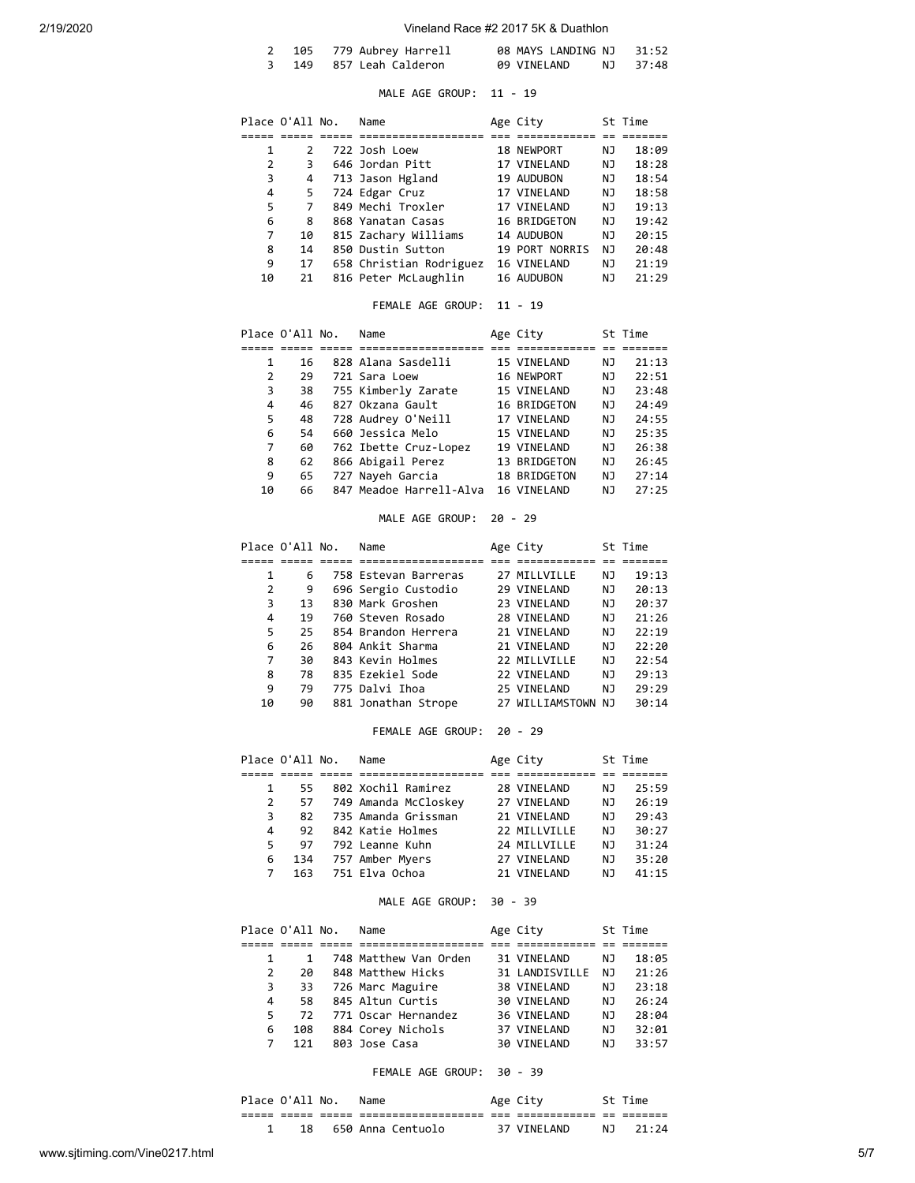| Place | O'All | No. | Name | Age | City | St | Time |
|---|---|---|---|---|---|---|---|
| 2 | 105 | 779 | Aubrey Harrell | 08 | MAYS LANDING | NJ | 31:52 |
| 3 | 149 | 857 | Leah Calderon | 09 | VINELAND | NJ | 37:48 |

MALE AGE GROUP: 11 - 19

| Place | O'All | No. | Name | Age | City | St | Time |
|---|---|---|---|---|---|---|---|
| 1 | 2 | 722 | Josh Loew | 18 | NEWPORT | NJ | 18:09 |
| 2 | 3 | 646 | Jordan Pitt | 17 | VINELAND | NJ | 18:28 |
| 3 | 4 | 713 | Jason Hgland | 19 | AUDUBON | NJ | 18:54 |
| 4 | 5 | 724 | Edgar Cruz | 17 | VINELAND | NJ | 18:58 |
| 5 | 7 | 849 | Mechi Troxler | 17 | VINELAND | NJ | 19:13 |
| 6 | 8 | 868 | Yanatan Casas | 16 | BRIDGETON | NJ | 19:42 |
| 7 | 10 | 815 | Zachary Williams | 14 | AUDUBON | NJ | 20:15 |
| 8 | 14 | 850 | Dustin Sutton | 19 | PORT NORRIS | NJ | 20:48 |
| 9 | 17 | 658 | Christian Rodriguez | 16 | VINELAND | NJ | 21:19 |
| 10 | 21 | 816 | Peter McLaughlin | 16 | AUDUBON | NJ | 21:29 |

FEMALE AGE GROUP: 11 - 19

| Place | O'All | No. | Name | Age | City | St | Time |
|---|---|---|---|---|---|---|---|
| 1 | 16 | 828 | Alana Sasdelli | 15 | VINELAND | NJ | 21:13 |
| 2 | 29 | 721 | Sara Loew | 16 | NEWPORT | NJ | 22:51 |
| 3 | 38 | 755 | Kimberly Zarate | 15 | VINELAND | NJ | 23:48 |
| 4 | 46 | 827 | Okzana Gault | 16 | BRIDGETON | NJ | 24:49 |
| 5 | 48 | 728 | Audrey O'Neill | 17 | VINELAND | NJ | 24:55 |
| 6 | 54 | 660 | Jessica Melo | 15 | VINELAND | NJ | 25:35 |
| 7 | 60 | 762 | Ibette Cruz-Lopez | 19 | VINELAND | NJ | 26:38 |
| 8 | 62 | 866 | Abigail Perez | 13 | BRIDGETON | NJ | 26:45 |
| 9 | 65 | 727 | Nayeh Garcia | 18 | BRIDGETON | NJ | 27:14 |
| 10 | 66 | 847 | Meadoe Harrell-Alva | 16 | VINELAND | NJ | 27:25 |

MALE AGE GROUP: 20 - 29

| Place | O'All | No. | Name | Age | City | St | Time |
|---|---|---|---|---|---|---|---|
| 1 | 6 | 758 | Estevan Barreras | 27 | MILLVILLE | NJ | 19:13 |
| 2 | 9 | 696 | Sergio Custodio | 29 | VINELAND | NJ | 20:13 |
| 3 | 13 | 830 | Mark Groshen | 23 | VINELAND | NJ | 20:37 |
| 4 | 19 | 760 | Steven Rosado | 28 | VINELAND | NJ | 21:26 |
| 5 | 25 | 854 | Brandon Herrera | 21 | VINELAND | NJ | 22:19 |
| 6 | 26 | 804 | Ankit Sharma | 21 | VINELAND | NJ | 22:20 |
| 7 | 30 | 843 | Kevin Holmes | 22 | MILLVILLE | NJ | 22:54 |
| 8 | 78 | 835 | Ezekiel Sode | 22 | VINELAND | NJ | 29:13 |
| 9 | 79 | 775 | Dalvi Ihoa | 25 | VINELAND | NJ | 29:29 |
| 10 | 90 | 881 | Jonathan Strope | 27 | WILLIAMSTOWN | NJ | 30:14 |

FEMALE AGE GROUP: 20 - 29

| Place | O'All | No. | Name | Age | City | St | Time |
|---|---|---|---|---|---|---|---|
| 1 | 55 | 802 | Xochil Ramirez | 28 | VINELAND | NJ | 25:59 |
| 2 | 57 | 749 | Amanda McCloskey | 27 | VINELAND | NJ | 26:19 |
| 3 | 82 | 735 | Amanda Grissman | 21 | VINELAND | NJ | 29:43 |
| 4 | 92 | 842 | Katie Holmes | 22 | MILLVILLE | NJ | 30:27 |
| 5 | 97 | 792 | Leanne Kuhn | 24 | MILLVILLE | NJ | 31:24 |
| 6 | 134 | 757 | Amber Myers | 27 | VINELAND | NJ | 35:20 |
| 7 | 163 | 751 | Elva Ochoa | 21 | VINELAND | NJ | 41:15 |

MALE AGE GROUP: 30 - 39

| Place | O'All | No. | Name | Age | City | St | Time |
|---|---|---|---|---|---|---|---|
| 1 | 1 | 748 | Matthew Van Orden | 31 | VINELAND | NJ | 18:05 |
| 2 | 20 | 848 | Matthew Hicks | 31 | LANDISVILLE | NJ | 21:26 |
| 3 | 33 | 726 | Marc Maguire | 38 | VINELAND | NJ | 23:18 |
| 4 | 58 | 845 | Altun Curtis | 30 | VINELAND | NJ | 26:24 |
| 5 | 72 | 771 | Oscar Hernandez | 36 | VINELAND | NJ | 28:04 |
| 6 | 108 | 884 | Corey Nichols | 37 | VINELAND | NJ | 32:01 |
| 7 | 121 | 803 | Jose Casa | 30 | VINELAND | NJ | 33:57 |

FEMALE AGE GROUP: 30 - 39

| Place | O'All | No. | Name | Age | City | St | Time |
|---|---|---|---|---|---|---|---|
| 1 | 18 | 650 | Anna Centuolo | 37 | VINELAND | NJ | 21:24 |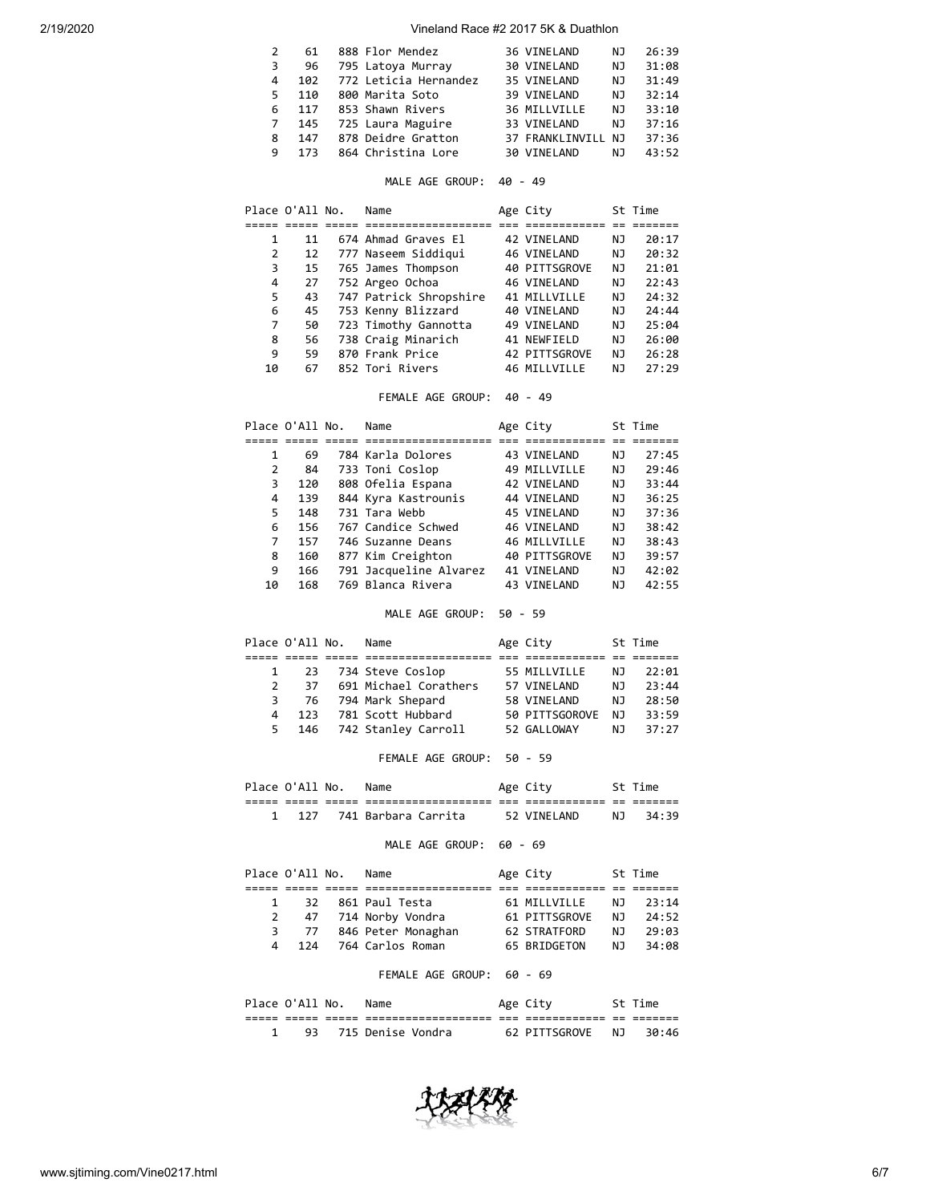| Place | O'All | No. | Name | Age | City | St | Time |
|---|---|---|---|---|---|---|---|
| 2 | 61 | 888 | Flor Mendez | 36 | VINELAND | NJ | 26:39 |
| 3 | 96 | 795 | Latoya Murray | 30 | VINELAND | NJ | 31:08 |
| 4 | 102 | 772 | Leticia Hernandez | 35 | VINELAND | NJ | 31:49 |
| 5 | 110 | 800 | Marita Soto | 39 | VINELAND | NJ | 32:14 |
| 6 | 117 | 853 | Shawn Rivers | 36 | MILLVILLE | NJ | 33:10 |
| 7 | 145 | 725 | Laura Maguire | 33 | VINELAND | NJ | 37:16 |
| 8 | 147 | 878 | Deirdre Gratton | 37 | FRANKLINVILL | NJ | 37:36 |
| 9 | 173 | 864 | Christina Lore | 30 | VINELAND | NJ | 43:52 |

MALE AGE GROUP: 40 - 49

| Place | O'All | No. | Name | Age | City | St | Time |
|---|---|---|---|---|---|---|---|
| 1 | 11 | 674 | Ahmad Graves El | 42 | VINELAND | NJ | 20:17 |
| 2 | 12 | 777 | Naseem Siddiqui | 46 | VINELAND | NJ | 20:32 |
| 3 | 15 | 765 | James Thompson | 40 | PITTSGROVE | NJ | 21:01 |
| 4 | 27 | 752 | Argeo Ochoa | 46 | VINELAND | NJ | 22:43 |
| 5 | 43 | 747 | Patrick Shropshire | 41 | MILLVILLE | NJ | 24:32 |
| 6 | 45 | 753 | Kenny Blizzard | 40 | VINELAND | NJ | 24:44 |
| 7 | 50 | 723 | Timothy Gannotta | 49 | VINELAND | NJ | 25:04 |
| 8 | 56 | 738 | Craig Minarich | 41 | NEWFIELD | NJ | 26:00 |
| 9 | 59 | 870 | Frank Price | 42 | PITTSGROVE | NJ | 26:28 |
| 10 | 67 | 852 | Tori Rivers | 46 | MILLVILLE | NJ | 27:29 |

FEMALE AGE GROUP: 40 - 49

| Place | O'All | No. | Name | Age | City | St | Time |
|---|---|---|---|---|---|---|---|
| 1 | 69 | 784 | Karla Dolores | 43 | VINELAND | NJ | 27:45 |
| 2 | 84 | 733 | Toni Coslop | 49 | MILLVILLE | NJ | 29:46 |
| 3 | 120 | 808 | Ofelia Espana | 42 | VINELAND | NJ | 33:44 |
| 4 | 139 | 844 | Kyra Kastrounis | 44 | VINELAND | NJ | 36:25 |
| 5 | 148 | 731 | Tara Webb | 45 | VINELAND | NJ | 37:36 |
| 6 | 156 | 767 | Candice Schwed | 46 | VINELAND | NJ | 38:42 |
| 7 | 157 | 746 | Suzanne Deans | 46 | MILLVILLE | NJ | 38:43 |
| 8 | 160 | 877 | Kim Creighton | 40 | PITTSGROVE | NJ | 39:57 |
| 9 | 166 | 791 | Jacqueline Alvarez | 41 | VINELAND | NJ | 42:02 |
| 10 | 168 | 769 | Blanca Rivera | 43 | VINELAND | NJ | 42:55 |

MALE AGE GROUP: 50 - 59

| Place | O'All | No. | Name | Age | City | St | Time |
|---|---|---|---|---|---|---|---|
| 1 | 23 | 734 | Steve Coslop | 55 | MILLVILLE | NJ | 22:01 |
| 2 | 37 | 691 | Michael Corathers | 57 | VINELAND | NJ | 23:44 |
| 3 | 76 | 794 | Mark Shepard | 58 | VINELAND | NJ | 28:50 |
| 4 | 123 | 781 | Scott Hubbard | 50 | PITTSGOROVE | NJ | 33:59 |
| 5 | 146 | 742 | Stanley Carroll | 52 | GALLOWAY | NJ | 37:27 |

FEMALE AGE GROUP: 50 - 59

| Place | O'All | No. | Name | Age | City | St | Time |
|---|---|---|---|---|---|---|---|
| 1 | 127 | 741 | Barbara Carrita | 52 | VINELAND | NJ | 34:39 |

MALE AGE GROUP: 60 - 69

| Place | O'All | No. | Name | Age | City | St | Time |
|---|---|---|---|---|---|---|---|
| 1 | 32 | 861 | Paul Testa | 61 | MILLVILLE | NJ | 23:14 |
| 2 | 47 | 714 | Norby Vondra | 61 | PITTSGROVE | NJ | 24:52 |
| 3 | 77 | 846 | Peter Monaghan | 62 | STRATFORD | NJ | 29:03 |
| 4 | 124 | 764 | Carlos Roman | 65 | BRIDGETON | NJ | 34:08 |

FEMALE AGE GROUP: 60 - 69

| Place | O'All | No. | Name | Age | City | St | Time |
|---|---|---|---|---|---|---|---|
| 1 | 93 | 715 | Denise Vondra | 62 | PITTSGROVE | NJ | 30:46 |